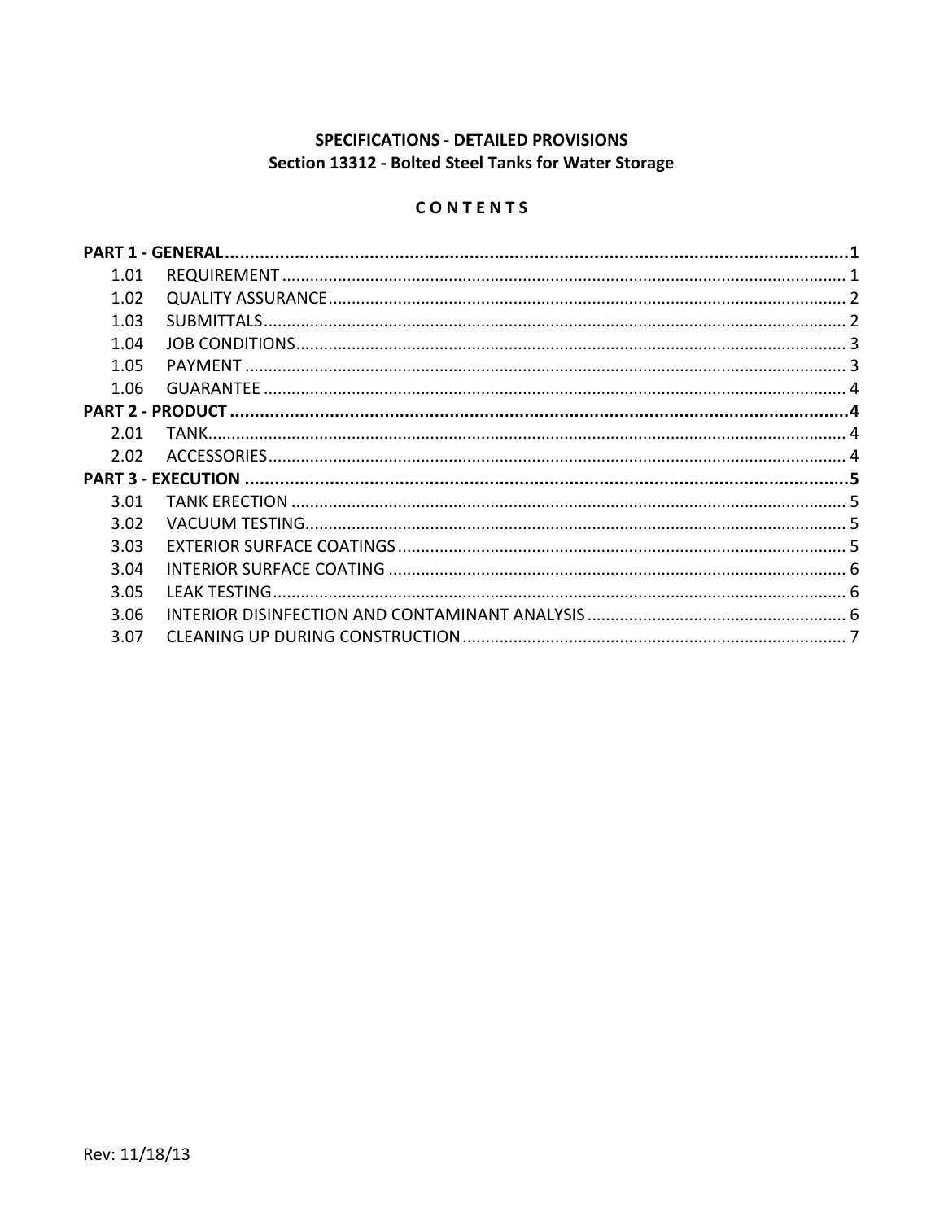**SPECIFICATIONS - DETAILED PROVISIONS**
**Section 13312 - Bolted Steel Tanks for Water Storage**

**C O N T E N T S**

| | | |
|---|---|---|
| **PART 1 - GENERAL** | | **1** |
| 1.01 | REQUIREMENT | 1 |
| 1.02 | QUALITY ASSURANCE | 2 |
| 1.03 | SUBMITTALS | 2 |
| 1.04 | JOB CONDITIONS | 3 |
| 1.05 | PAYMENT | 3 |
| 1.06 | GUARANTEE | 4 |
| **PART 2 - PRODUCT** | | **4** |
| 2.01 | TANK | 4 |
| 2.02 | ACCESSORIES | 4 |
| **PART 3 - EXECUTION** | | **5** |
| 3.01 | TANK ERECTION | 5 |
| 3.02 | VACUUM TESTING | 5 |
| 3.03 | EXTERIOR SURFACE COATINGS | 5 |
| 3.04 | INTERIOR SURFACE COATING | 6 |
| 3.05 | LEAK TESTING | 6 |
| 3.06 | INTERIOR DISINFECTION AND CONTAMINANT ANALYSIS | 6 |
| 3.07 | CLEANING UP DURING CONSTRUCTION | 7 |

Rev: 11/18/13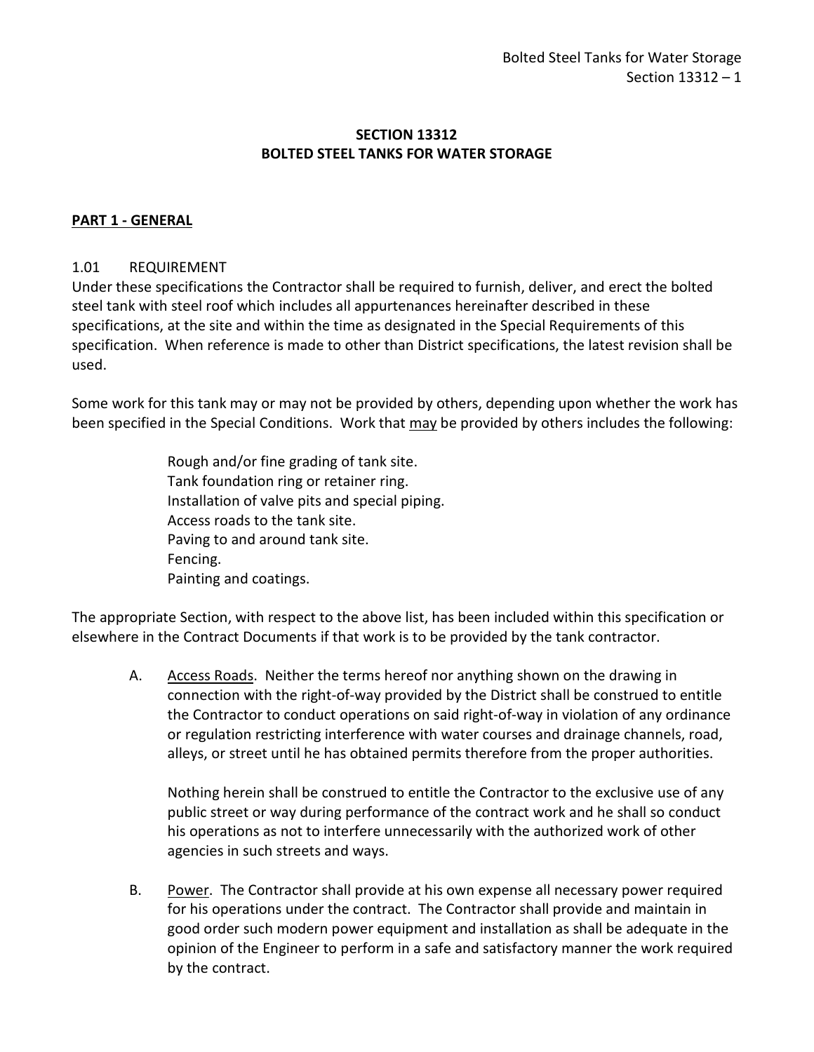# SECTION 13312
# BOLTED STEEL TANKS FOR WATER STORAGE

## PART 1 - GENERAL

### 1.01 REQUIREMENT

Under these specifications the Contractor shall be required to furnish, deliver, and erect the bolted steel tank with steel roof which includes all appurtenances hereinafter described in these specifications, at the site and within the time as designated in the Special Requirements of this specification. When reference is made to other than District specifications, the latest revision shall be used.

Some work for this tank may or may not be provided by others, depending upon whether the work has been specified in the Special Conditions. Work that may be provided by others includes the following:

- Rough and/or fine grading of tank site.
- Tank foundation ring or retainer ring.
- Installation of valve pits and special piping.
- Access roads to the tank site.
- Paving to and around tank site.
- Fencing.
- Painting and coatings.

The appropriate Section, with respect to the above list, has been included within this specification or elsewhere in the Contract Documents if that work is to be provided by the tank contractor.

A. Access Roads. Neither the terms hereof nor anything shown on the drawing in connection with the right-of-way provided by the District shall be construed to entitle the Contractor to conduct operations on said right-of-way in violation of any ordinance or regulation restricting interference with water courses and drainage channels, road, alleys, or street until he has obtained permits therefore from the proper authorities.

   Nothing herein shall be construed to entitle the Contractor to the exclusive use of any public street or way during performance of the contract work and he shall so conduct his operations as not to interfere unnecessarily with the authorized work of other agencies in such streets and ways.

B. Power. The Contractor shall provide at his own expense all necessary power required for his operations under the contract. The Contractor shall provide and maintain in good order such modern power equipment and installation as shall be adequate in the opinion of the Engineer to perform in a safe and satisfactory manner the work required by the contract.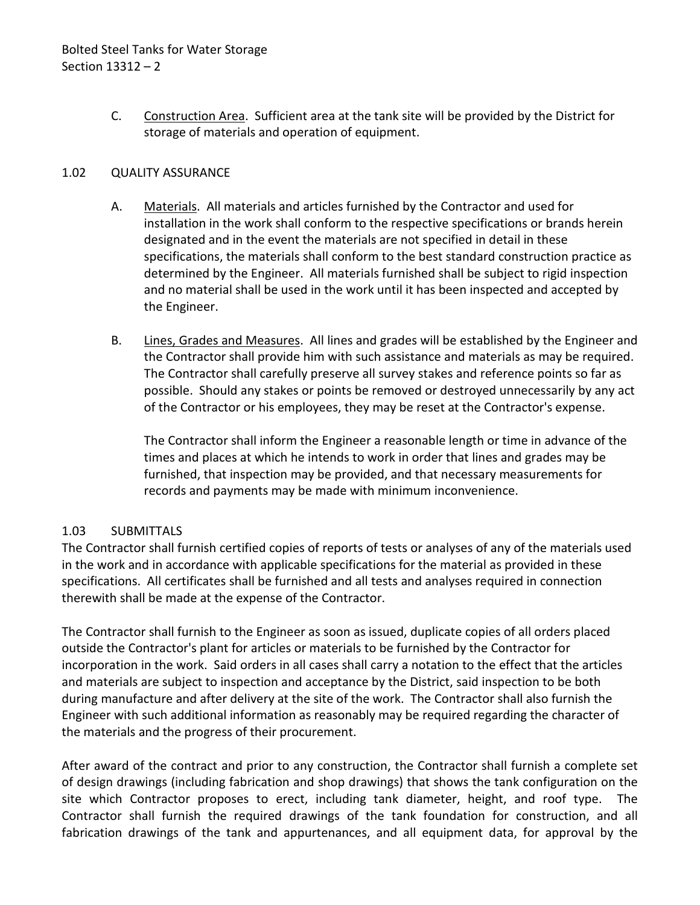C. <u>Construction Area</u>. Sufficient area at the tank site will be provided by the District for storage of materials and operation of equipment.

## 1.02 QUALITY ASSURANCE

A. <u>Materials</u>. All materials and articles furnished by the Contractor and used for installation in the work shall conform to the respective specifications or brands herein designated and in the event the materials are not specified in detail in these specifications, the materials shall conform to the best standard construction practice as determined by the Engineer. All materials furnished shall be subject to rigid inspection and no material shall be used in the work until it has been inspected and accepted by the Engineer.

B. <u>Lines, Grades and Measures</u>. All lines and grades will be established by the Engineer and the Contractor shall provide him with such assistance and materials as may be required. The Contractor shall carefully preserve all survey stakes and reference points so far as possible. Should any stakes or points be removed or destroyed unnecessarily by any act of the Contractor or his employees, they may be reset at the Contractor's expense.

The Contractor shall inform the Engineer a reasonable length or time in advance of the times and places at which he intends to work in order that lines and grades may be furnished, that inspection may be provided, and that necessary measurements for records and payments may be made with minimum inconvenience.

## 1.03 SUBMITTALS

The Contractor shall furnish certified copies of reports of tests or analyses of any of the materials used in the work and in accordance with applicable specifications for the material as provided in these specifications. All certificates shall be furnished and all tests and analyses required in connection therewith shall be made at the expense of the Contractor.

The Contractor shall furnish to the Engineer as soon as issued, duplicate copies of all orders placed outside the Contractor's plant for articles or materials to be furnished by the Contractor for incorporation in the work. Said orders in all cases shall carry a notation to the effect that the articles and materials are subject to inspection and acceptance by the District, said inspection to be both during manufacture and after delivery at the site of the work. The Contractor shall also furnish the Engineer with such additional information as reasonably may be required regarding the character of the materials and the progress of their procurement.

After award of the contract and prior to any construction, the Contractor shall furnish a complete set of design drawings (including fabrication and shop drawings) that shows the tank configuration on the site which Contractor proposes to erect, including tank diameter, height, and roof type. The Contractor shall furnish the required drawings of the tank foundation for construction, and all fabrication drawings of the tank and appurtenances, and all equipment data, for approval by the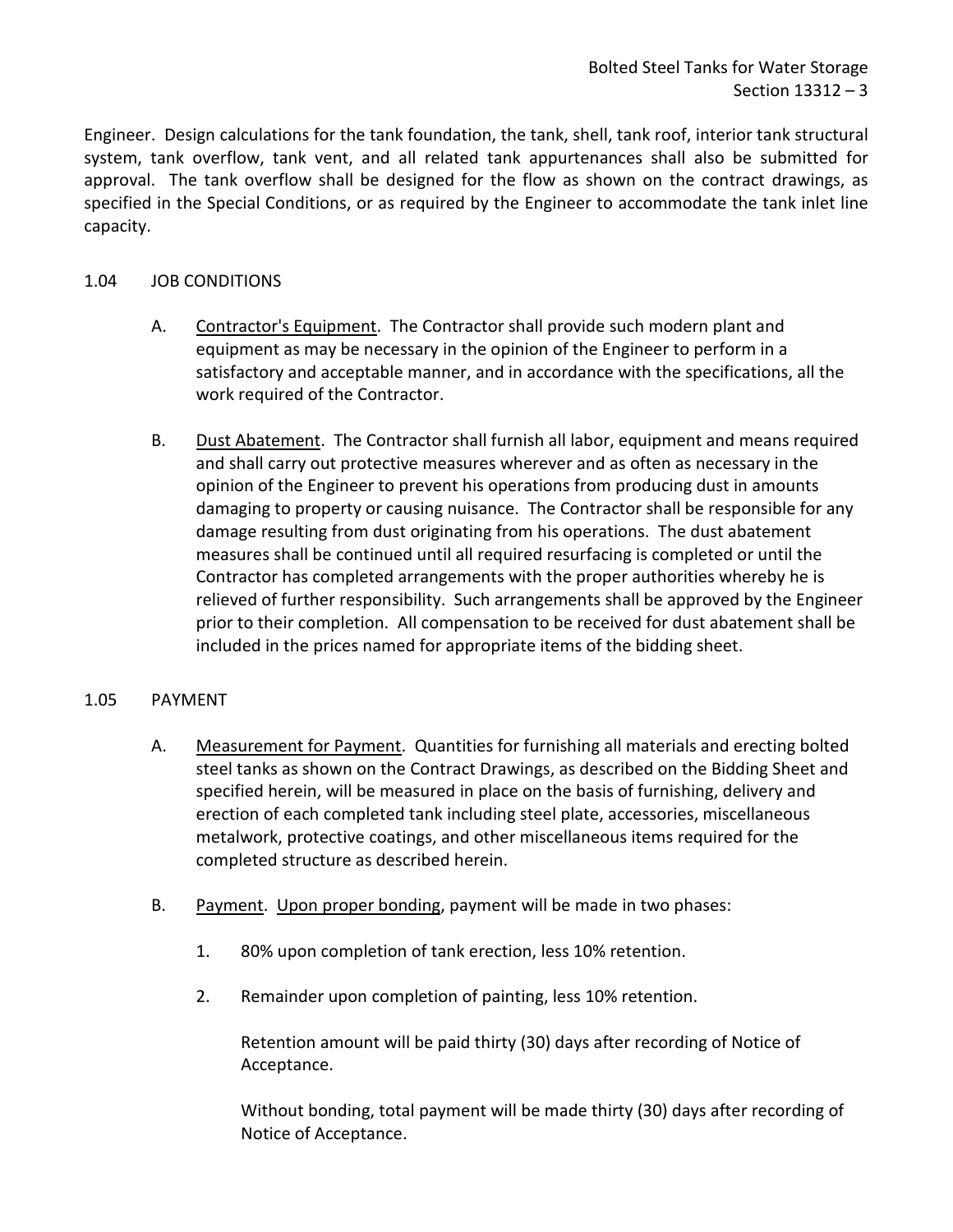Engineer. Design calculations for the tank foundation, the tank, shell, tank roof, interior tank structural system, tank overflow, tank vent, and all related tank appurtenances shall also be submitted for approval. The tank overflow shall be designed for the flow as shown on the contract drawings, as specified in the Special Conditions, or as required by the Engineer to accommodate the tank inlet line capacity.

## 1.04 JOB CONDITIONS

A. Contractor's Equipment. The Contractor shall provide such modern plant and equipment as may be necessary in the opinion of the Engineer to perform in a satisfactory and acceptable manner, and in accordance with the specifications, all the work required of the Contractor.

B. Dust Abatement. The Contractor shall furnish all labor, equipment and means required and shall carry out protective measures wherever and as often as necessary in the opinion of the Engineer to prevent his operations from producing dust in amounts damaging to property or causing nuisance. The Contractor shall be responsible for any damage resulting from dust originating from his operations. The dust abatement measures shall be continued until all required resurfacing is completed or until the Contractor has completed arrangements with the proper authorities whereby he is relieved of further responsibility. Such arrangements shall be approved by the Engineer prior to their completion. All compensation to be received for dust abatement shall be included in the prices named for appropriate items of the bidding sheet.

## 1.05 PAYMENT

A. Measurement for Payment. Quantities for furnishing all materials and erecting bolted steel tanks as shown on the Contract Drawings, as described on the Bidding Sheet and specified herein, will be measured in place on the basis of furnishing, delivery and erection of each completed tank including steel plate, accessories, miscellaneous metalwork, protective coatings, and other miscellaneous items required for the completed structure as described herein.

B. Payment. Upon proper bonding, payment will be made in two phases:

1. 80% upon completion of tank erection, less 10% retention.

2. Remainder upon completion of painting, less 10% retention.

   Retention amount will be paid thirty (30) days after recording of Notice of Acceptance.

   Without bonding, total payment will be made thirty (30) days after recording of Notice of Acceptance.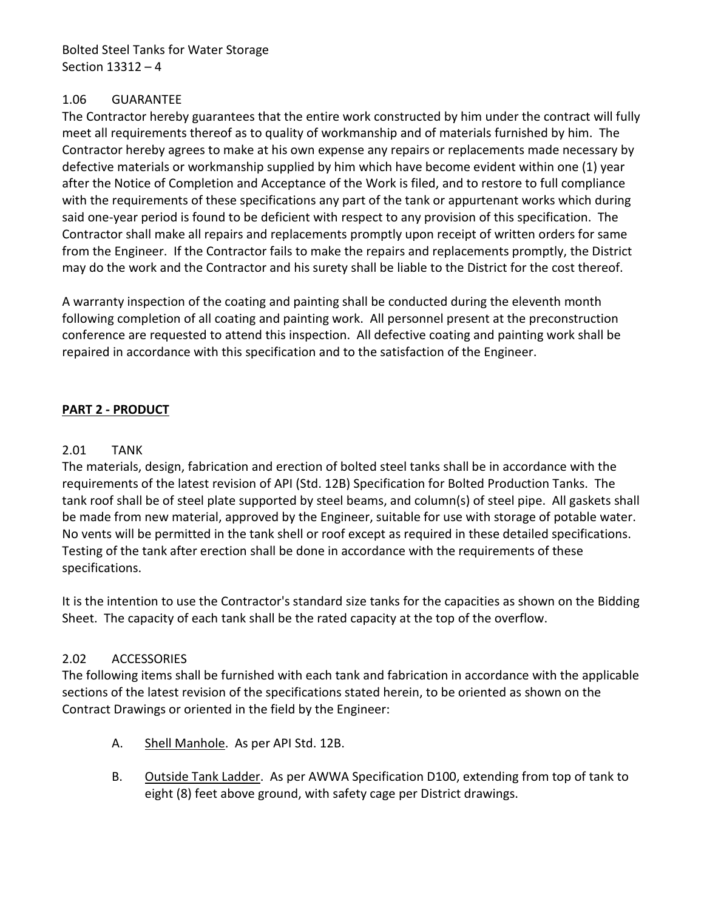### 1.06 GUARANTEE

The Contractor hereby guarantees that the entire work constructed by him under the contract will fully meet all requirements thereof as to quality of workmanship and of materials furnished by him. The Contractor hereby agrees to make at his own expense any repairs or replacements made necessary by defective materials or workmanship supplied by him which have become evident within one (1) year after the Notice of Completion and Acceptance of the Work is filed, and to restore to full compliance with the requirements of these specifications any part of the tank or appurtenant works which during said one-year period is found to be deficient with respect to any provision of this specification. The Contractor shall make all repairs and replacements promptly upon receipt of written orders for same from the Engineer. If the Contractor fails to make the repairs and replacements promptly, the District may do the work and the Contractor and his surety shall be liable to the District for the cost thereof.

A warranty inspection of the coating and painting shall be conducted during the eleventh month following completion of all coating and painting work. All personnel present at the preconstruction conference are requested to attend this inspection. All defective coating and painting work shall be repaired in accordance with this specification and to the satisfaction of the Engineer.

## **PART 2 - PRODUCT**

### 2.01 TANK

The materials, design, fabrication and erection of bolted steel tanks shall be in accordance with the requirements of the latest revision of API (Std. 12B) Specification for Bolted Production Tanks. The tank roof shall be of steel plate supported by steel beams, and column(s) of steel pipe. All gaskets shall be made from new material, approved by the Engineer, suitable for use with storage of potable water. No vents will be permitted in the tank shell or roof except as required in these detailed specifications. Testing of the tank after erection shall be done in accordance with the requirements of these specifications.

It is the intention to use the Contractor's standard size tanks for the capacities as shown on the Bidding Sheet. The capacity of each tank shall be the rated capacity at the top of the overflow.

### 2.02 ACCESSORIES

The following items shall be furnished with each tank and fabrication in accordance with the applicable sections of the latest revision of the specifications stated herein, to be oriented as shown on the Contract Drawings or oriented in the field by the Engineer:

A. Shell Manhole. As per API Std. 12B.

B. Outside Tank Ladder. As per AWWA Specification D100, extending from top of tank to eight (8) feet above ground, with safety cage per District drawings.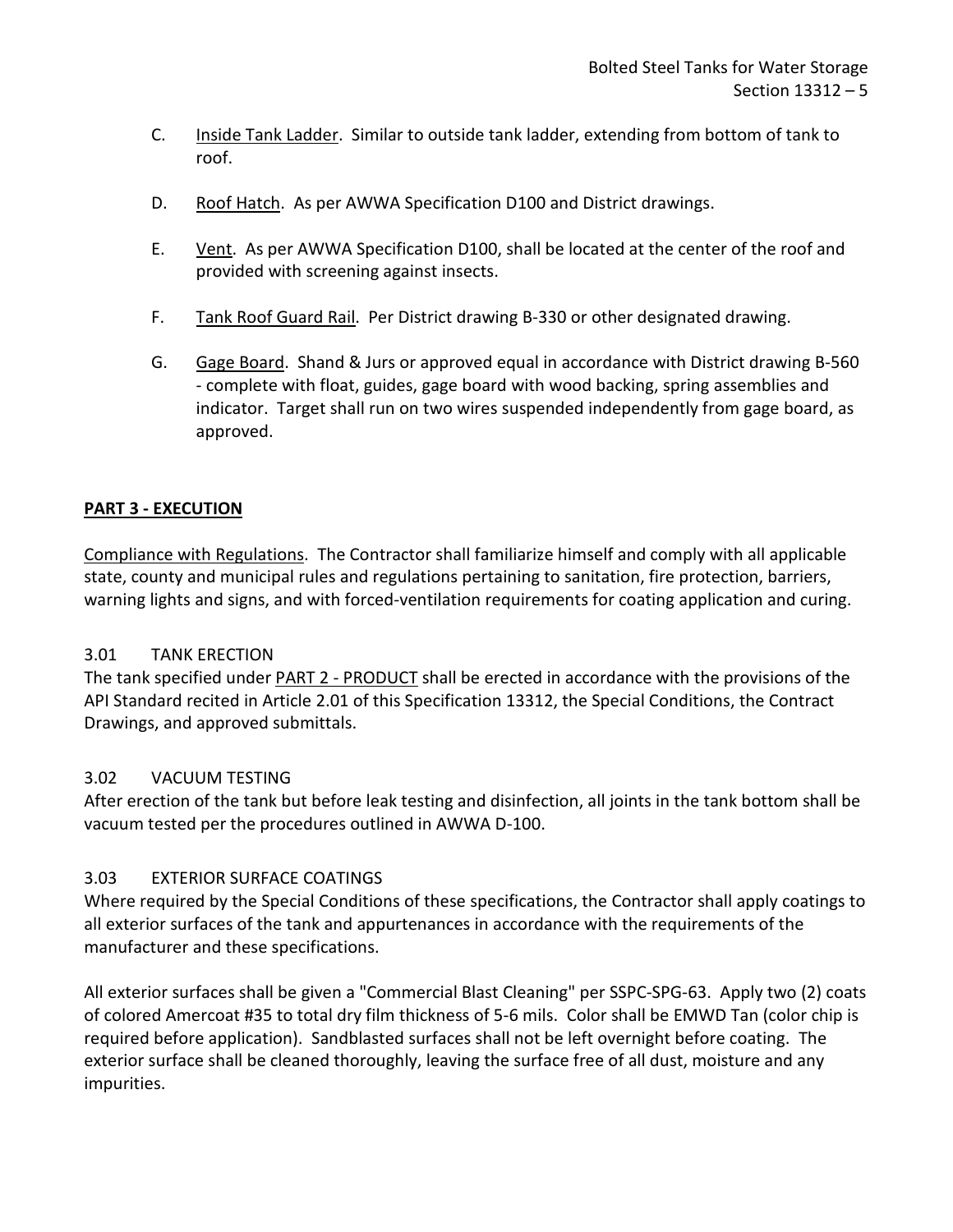C. Inside Tank Ladder. Similar to outside tank ladder, extending from bottom of tank to roof.

D. Roof Hatch. As per AWWA Specification D100 and District drawings.

E. Vent. As per AWWA Specification D100, shall be located at the center of the roof and provided with screening against insects.

F. Tank Roof Guard Rail. Per District drawing B-330 or other designated drawing.

G. Gage Board. Shand & Jurs or approved equal in accordance with District drawing B-560 - complete with float, guides, gage board with wood backing, spring assemblies and indicator. Target shall run on two wires suspended independently from gage board, as approved.

## PART 3 - EXECUTION

Compliance with Regulations. The Contractor shall familiarize himself and comply with all applicable state, county and municipal rules and regulations pertaining to sanitation, fire protection, barriers, warning lights and signs, and with forced-ventilation requirements for coating application and curing.

### 3.01 TANK ERECTION

The tank specified under PART 2 - PRODUCT shall be erected in accordance with the provisions of the API Standard recited in Article 2.01 of this Specification 13312, the Special Conditions, the Contract Drawings, and approved submittals.

### 3.02 VACUUM TESTING

After erection of the tank but before leak testing and disinfection, all joints in the tank bottom shall be vacuum tested per the procedures outlined in AWWA D-100.

### 3.03 EXTERIOR SURFACE COATINGS

Where required by the Special Conditions of these specifications, the Contractor shall apply coatings to all exterior surfaces of the tank and appurtenances in accordance with the requirements of the manufacturer and these specifications.

All exterior surfaces shall be given a "Commercial Blast Cleaning" per SSPC-SPG-63. Apply two (2) coats of colored Amercoat #35 to total dry film thickness of 5-6 mils. Color shall be EMWD Tan (color chip is required before application). Sandblasted surfaces shall not be left overnight before coating. The exterior surface shall be cleaned thoroughly, leaving the surface free of all dust, moisture and any impurities.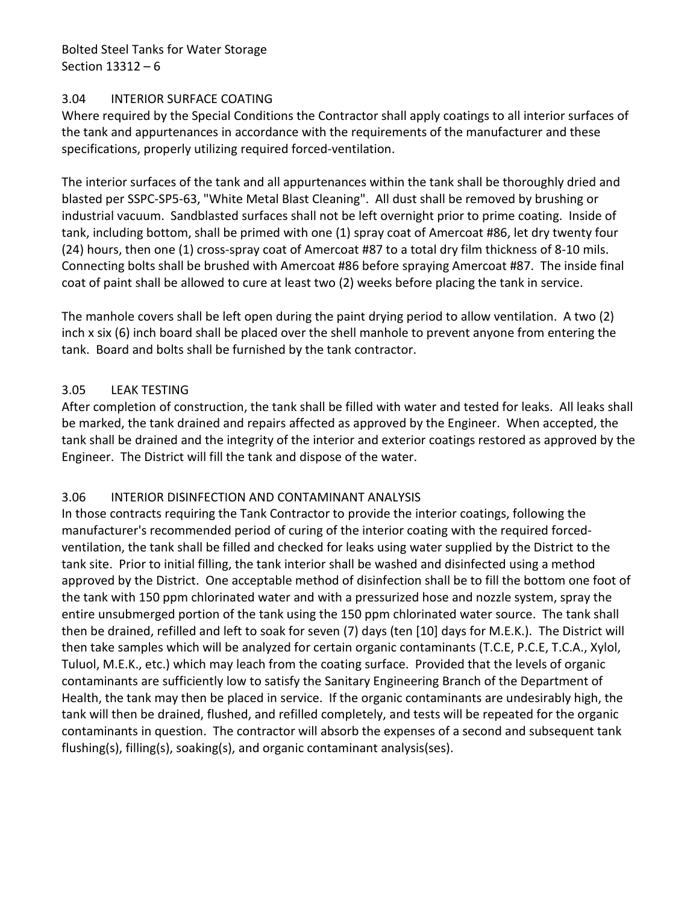### 3.04 INTERIOR SURFACE COATING

Where required by the Special Conditions the Contractor shall apply coatings to all interior surfaces of the tank and appurtenances in accordance with the requirements of the manufacturer and these specifications, properly utilizing required forced-ventilation.

The interior surfaces of the tank and all appurtenances within the tank shall be thoroughly dried and blasted per SSPC-SP5-63, "White Metal Blast Cleaning". All dust shall be removed by brushing or industrial vacuum. Sandblasted surfaces shall not be left overnight prior to prime coating. Inside of tank, including bottom, shall be primed with one (1) spray coat of Amercoat #86, let dry twenty four (24) hours, then one (1) cross-spray coat of Amercoat #87 to a total dry film thickness of 8-10 mils. Connecting bolts shall be brushed with Amercoat #86 before spraying Amercoat #87. The inside final coat of paint shall be allowed to cure at least two (2) weeks before placing the tank in service.

The manhole covers shall be left open during the paint drying period to allow ventilation. A two (2) inch x six (6) inch board shall be placed over the shell manhole to prevent anyone from entering the tank. Board and bolts shall be furnished by the tank contractor.

### 3.05 LEAK TESTING

After completion of construction, the tank shall be filled with water and tested for leaks. All leaks shall be marked, the tank drained and repairs affected as approved by the Engineer. When accepted, the tank shall be drained and the integrity of the interior and exterior coatings restored as approved by the Engineer. The District will fill the tank and dispose of the water.

### 3.06 INTERIOR DISINFECTION AND CONTAMINANT ANALYSIS

In those contracts requiring the Tank Contractor to provide the interior coatings, following the manufacturer's recommended period of curing of the interior coating with the required forced-ventilation, the tank shall be filled and checked for leaks using water supplied by the District to the tank site. Prior to initial filling, the tank interior shall be washed and disinfected using a method approved by the District. One acceptable method of disinfection shall be to fill the bottom one foot of the tank with 150 ppm chlorinated water and with a pressurized hose and nozzle system, spray the entire unsubmerged portion of the tank using the 150 ppm chlorinated water source. The tank shall then be drained, refilled and left to soak for seven (7) days (ten [10] days for M.E.K.). The District will then take samples which will be analyzed for certain organic contaminants (T.C.E, P.C.E, T.C.A., Xylol, Tuluol, M.E.K., etc.) which may leach from the coating surface. Provided that the levels of organic contaminants are sufficiently low to satisfy the Sanitary Engineering Branch of the Department of Health, the tank may then be placed in service. If the organic contaminants are undesirably high, the tank will then be drained, flushed, and refilled completely, and tests will be repeated for the organic contaminants in question. The contractor will absorb the expenses of a second and subsequent tank flushing(s), filling(s), soaking(s), and organic contaminant analysis(ses).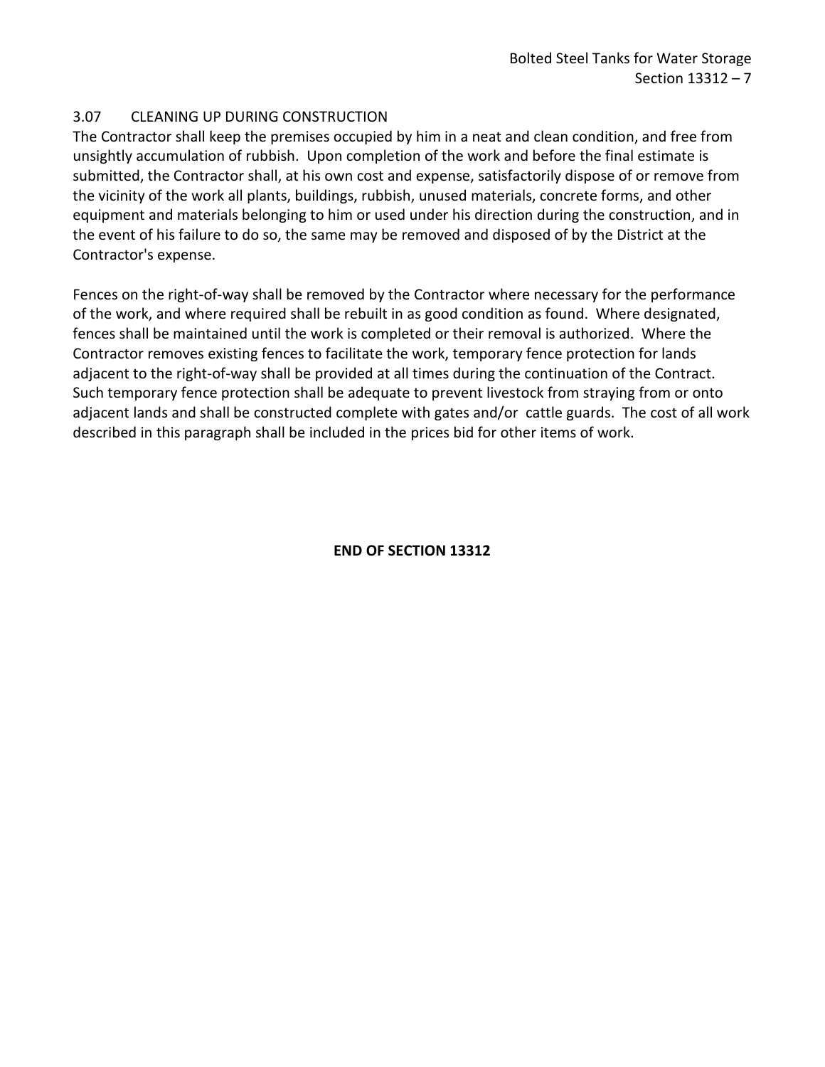### 3.07 CLEANING UP DURING CONSTRUCTION

The Contractor shall keep the premises occupied by him in a neat and clean condition, and free from unsightly accumulation of rubbish. Upon completion of the work and before the final estimate is submitted, the Contractor shall, at his own cost and expense, satisfactorily dispose of or remove from the vicinity of the work all plants, buildings, rubbish, unused materials, concrete forms, and other equipment and materials belonging to him or used under his direction during the construction, and in the event of his failure to do so, the same may be removed and disposed of by the District at the Contractor's expense.

Fences on the right-of-way shall be removed by the Contractor where necessary for the performance of the work, and where required shall be rebuilt in as good condition as found. Where designated, fences shall be maintained until the work is completed or their removal is authorized. Where the Contractor removes existing fences to facilitate the work, temporary fence protection for lands adjacent to the right-of-way shall be provided at all times during the continuation of the Contract. Such temporary fence protection shall be adequate to prevent livestock from straying from or onto adjacent lands and shall be constructed complete with gates and/or cattle guards. The cost of all work described in this paragraph shall be included in the prices bid for other items of work.

**END OF SECTION 13312**